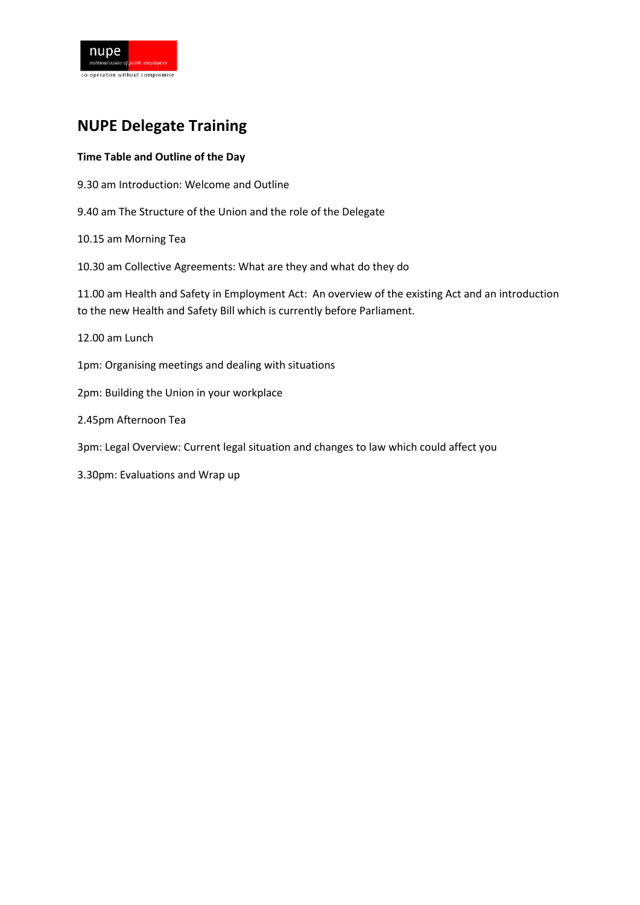nupe

national union of public employees

co-operation without compromise

# NUPE Delegate Training

**Time Table and Outline of the Day**

9.30 am Introduction: Welcome and Outline

9.40 am The Structure of the Union and the role of the Delegate

10.15 am Morning Tea

10.30 am Collective Agreements: What are they and what do they do

11.00 am Health and Safety in Employment Act: An overview of the existing Act and an introduction to the new Health and Safety Bill which is currently before Parliament.

12.00 am Lunch

1pm: Organising meetings and dealing with situations

2pm: Building the Union in your workplace

2.45pm Afternoon Tea

3pm: Legal Overview: Current legal situation and changes to law which could affect you

3.30pm: Evaluations and Wrap up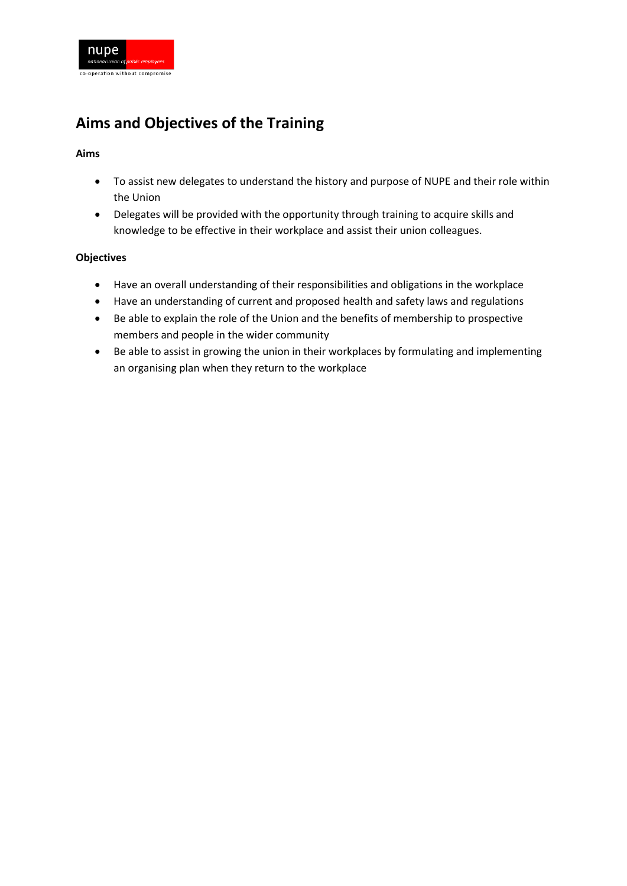# Aims and Objectives of the Training

**Aims**

- To assist new delegates to understand the history and purpose of NUPE and their role within the Union
- Delegates will be provided with the opportunity through training to acquire skills and knowledge to be effective in their workplace and assist their union colleagues.

**Objectives**

- Have an overall understanding of their responsibilities and obligations in the workplace
- Have an understanding of current and proposed health and safety laws and regulations
- Be able to explain the role of the Union and the benefits of membership to prospective members and people in the wider community
- Be able to assist in growing the union in their workplaces by formulating and implementing an organising plan when they return to the workplace